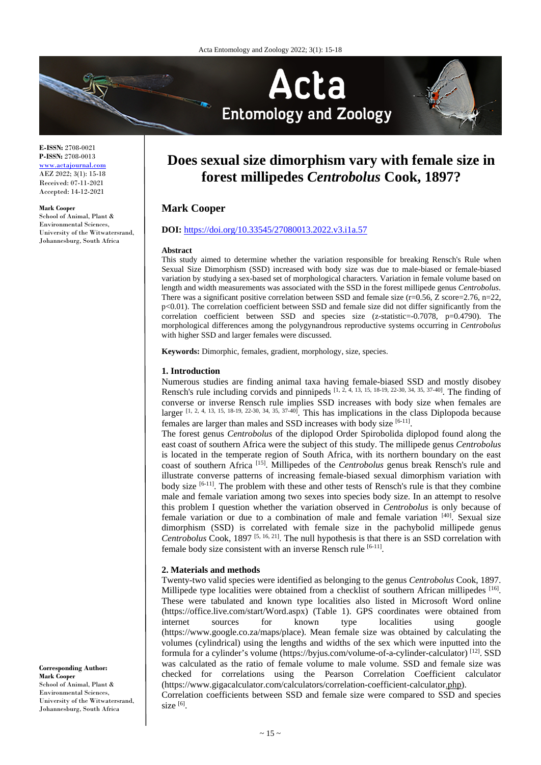# Does sexual size dimorphism vary with female size in forest millipedes *Centrobolus* Cook, 1897?

**E-ISSN:** 2708-0021
**P-ISSN:** 2708-0013
www.actajournal.com
AEZ 2022; 3(1): 15-18
Received: 07-11-2021
Accepted: 14-12-2021

**Mark Cooper**
School of Animal, Plant & Environmental Sciences, University of the Witwatersrand, Johannesburg, South Africa

**Corresponding Author:**
**Mark Cooper**
School of Animal, Plant & Environmental Sciences, University of the Witwatersrand, Johannesburg, South Africa

## Mark Cooper

**DOI:** https://doi.org/10.33545/27080013.2022.v3.i1a.57

### Abstract

This study aimed to determine whether the variation responsible for breaking Rensch's Rule when Sexual Size Dimorphism (SSD) increased with body size was due to male-biased or female-biased variation by studying a sex-based set of morphological characters. Variation in female volume based on length and width measurements was associated with the SSD in the forest millipede genus *Centrobolus*. There was a significant positive correlation between SSD and female size ($r=0.56$, Z score=2.76, $n=22$, $p<0.01$). The correlation coefficient between SSD and female size did not differ significantly from the correlation coefficient between SSD and species size (z-statistic=-0.7078, $p=0.4790$). The morphological differences among the polygynandrous reproductive systems occurring in *Centrobolus* with higher SSD and larger females were discussed.

**Keywords:** Dimorphic, females, gradient, morphology, size, species.

### 1. Introduction

Numerous studies are finding animal taxa having female-biased SSD and mostly disobey Rensch's rule including corvids and pinnipeds [1, 2, 4, 13, 15, 18-19, 22-30, 34, 35, 37-40]. The finding of converse or inverse Rensch rule implies SSD increases with body size when females are larger [1, 2, 4, 13, 15, 18-19, 22-30, 34, 35, 37-40]. This has implications in the class Diplopoda because females are larger than males and SSD increases with body size [6-11].

The forest genus *Centrobolus* of the diplopod Order Spirobolida diplopod found along the east coast of southern Africa were the subject of this study. The millipede genus *Centrobolus* is located in the temperate region of South Africa, with its northern boundary on the east coast of southern Africa [15]. Millipedes of the *Centrobolus* genus break Rensch's rule and illustrate converse patterns of increasing female-biased sexual dimorphism variation with body size [6-11]. The problem with these and other tests of Rensch's rule is that they combine male and female variation among two sexes into species body size. In an attempt to resolve this problem I question whether the variation observed in *Centrobolus* is only because of female variation or due to a combination of male and female variation [40]. Sexual size dimorphism (SSD) is correlated with female size in the pachybolid millipede genus *Centrobolus* Cook, 1897 [5, 16, 21]. The null hypothesis is that there is an SSD correlation with female body size consistent with an inverse Rensch rule [6-11].

### 2. Materials and methods

Twenty-two valid species were identified as belonging to the genus *Centrobolus* Cook, 1897. Millipede type localities were obtained from a checklist of southern African millipedes [16]. These were tabulated and known type localities also listed in Microsoft Word online (https://office.live.com/start/Word.aspx) (Table 1). GPS coordinates were obtained from internet sources for known type localities using google (https://www.google.co.za/maps/place). Mean female size was obtained by calculating the volumes (cylindrical) using the lengths and widths of the sex which were inputted into the formula for a cylinder's volume (https://byjus.com/volume-of-a-cylinder-calculator) [12]. SSD was calculated as the ratio of female volume to male volume. SSD and female size was checked for correlations using the Pearson Correlation Coefficient calculator (https://www.gigacalculator.com/calculators/correlation-coefficient-calculator.php).

Correlation coefficients between SSD and female size were compared to SSD and species size [6].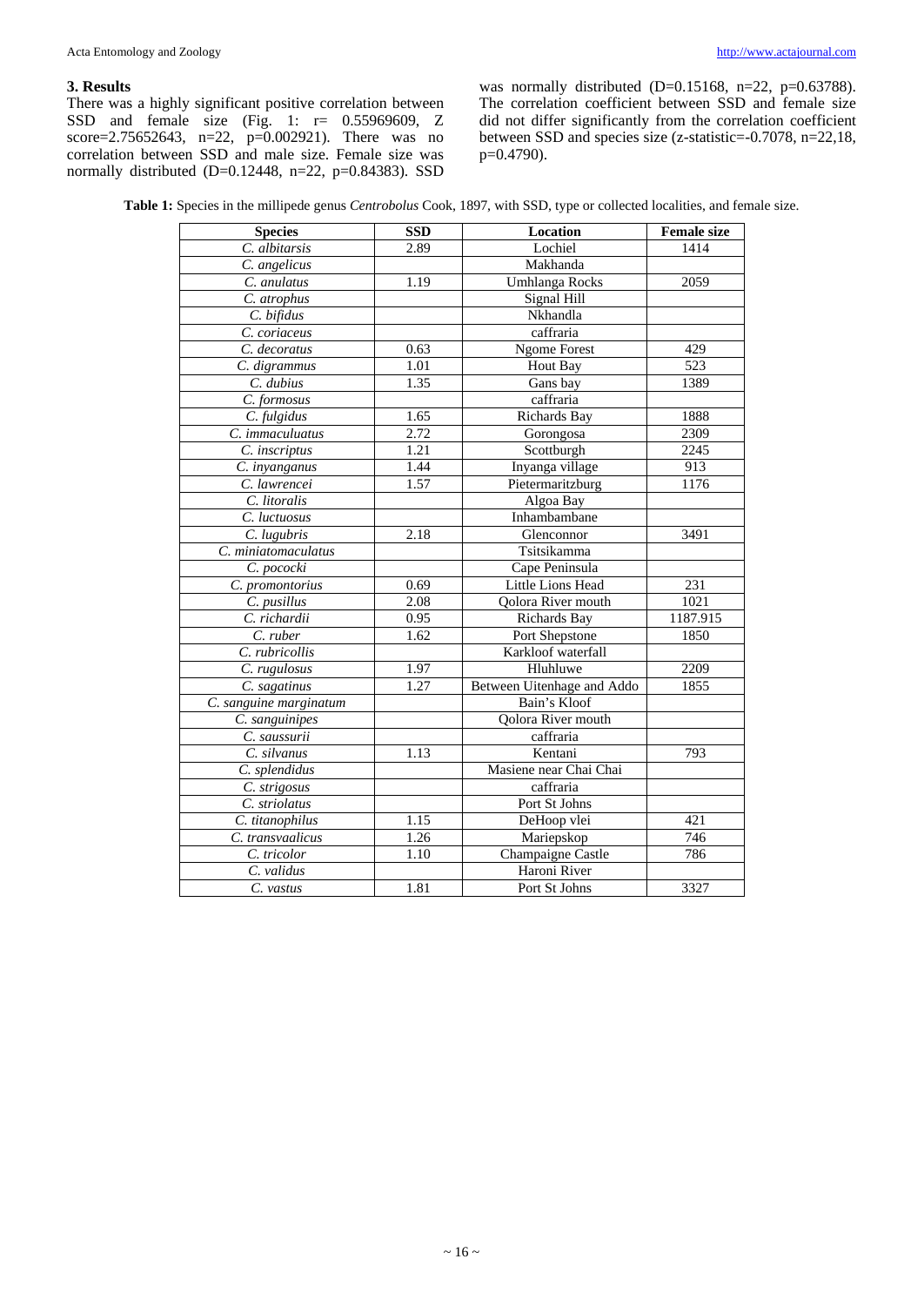### 3. Results

There was a highly significant positive correlation between SSD and female size (Fig. 1: r= 0.55969609, Z score=2.75652643, n=22, p=0.002921). There was no correlation between SSD and male size. Female size was normally distributed (D=0.12448, n=22, p=0.84383). SSD was normally distributed (D=0.15168, n=22, p=0.63788). The correlation coefficient between SSD and female size did not differ significantly from the correlation coefficient between SSD and species size (z-statistic=-0.7078, n=22,18, p=0.4790).

**Table 1:** Species in the millipede genus *Centrobolus* Cook, 1897, with SSD, type or collected localities, and female size.

| Species | SSD | Location | Female size |
|---|---|---|---|
| *C. albitarsis* | 2.89 | Lochiel | 1414 |
| *C. angelicus* | | Makhanda | |
| *C. anulatus* | 1.19 | Umhlanga Rocks | 2059 |
| *C. atrophus* | | Signal Hill | |
| *C. bifidus* | | Nkhandla | |
| *C. coriaceus* | | caffraria | |
| *C. decoratus* | 0.63 | Ngome Forest | 429 |
| *C. digrammus* | 1.01 | Hout Bay | 523 |
| *C. dubius* | 1.35 | Gans bay | 1389 |
| *C. formosus* | | caffraria | |
| *C. fulgidus* | 1.65 | Richards Bay | 1888 |
| *C. immacuIuatus* | 2.72 | Gorongosa | 2309 |
| *C. inscriptus* | 1.21 | Scottburgh | 2245 |
| *C. inyanganus* | 1.44 | Inyanga village | 913 |
| *C. lawrencei* | 1.57 | Pietermaritzburg | 1176 |
| *C. litoralis* | | Algoa Bay | |
| *C. luctuosus* | | Inhambambane | |
| *C. lugubris* | 2.18 | Glenconnor | 3491 |
| *C. miniatomaculatus* | | Tsitsikamma | |
| *C. pococki* | | Cape Peninsula | |
| *C. promontorius* | 0.69 | Little Lions Head | 231 |
| *C. pusillus* | 2.08 | Qolora River mouth | 1021 |
| *C. richardii* | 0.95 | Richards Bay | 1187.915 |
| *C. ruber* | 1.62 | Port Shepstone | 1850 |
| *C. rubricollis* | | Karkloof waterfall | |
| *C. rugulosus* | 1.97 | Hluhluwe | 2209 |
| *C. sagatinus* | 1.27 | Between Uitenhage and Addo | 1855 |
| *C. sanguine marginatum* | | Bain's Kloof | |
| *C. sanguinipes* | | Qolora River mouth | |
| *C. saussurii* | | caffraria | |
| *C. silvanus* | 1.13 | Kentani | 793 |
| *C. splendidus* | | Masiene near Chai Chai | |
| *C. strigosus* | | caffraria | |
| *C. striolatus* | | Port St Johns | |
| *C. titanophilus* | 1.15 | DeHoop vlei | 421 |
| *C. transvaalicus* | 1.26 | Mariepskop | 746 |
| *C. tricolor* | 1.10 | Champaigne Castle | 786 |
| *C. validus* | | Haroni River | |
| *C. vastus* | 1.81 | Port St Johns | 3327 |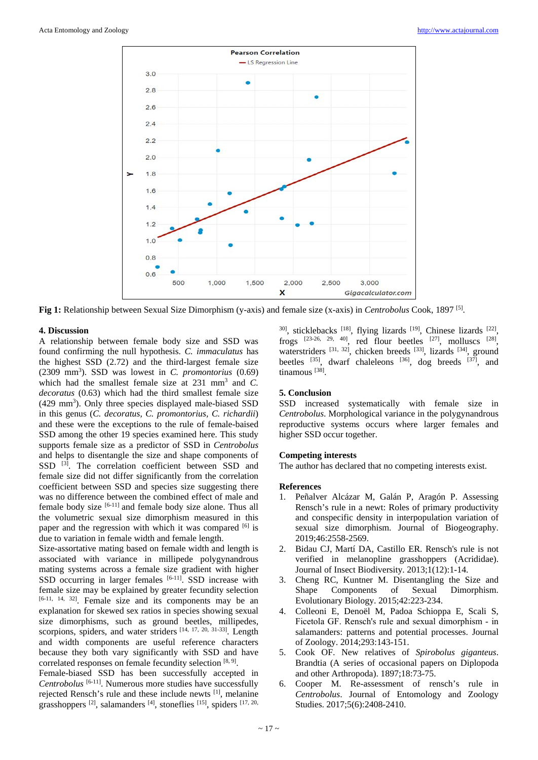**Fig 1:** Relationship between Sexual Size Dimorphism (y-axis) and female size (x-axis) in *Centrobolus* Cook, 1897 [5].

## 4. Discussion

A relationship between female body size and SSD was found confirming the null hypothesis. *C. immaculatus* has the highest SSD (2.72) and the third-largest female size (2309 mm$^3$). SSD was lowest in *C. promontorius* (0.69) which had the smallest female size at 231 mm$^3$ and *C. decoratus* (0.63) which had the third smallest female size (429 mm$^3$). Only three species displayed male-biased SSD in this genus (*C. decoratus, C. promontorius, C. richardii*) and these were the exceptions to the rule of female-baised SSD among the other 19 species examined here. This study supports female size as a predictor of SSD in *Centrobolus* and helps to disentangle the size and shape components of SSD [3]. The correlation coefficient between SSD and female size did not differ significantly from the correlation coefficient between SSD and species size suggesting there was no difference between the combined effect of male and female body size [6-11] and female body size alone. Thus all the volumetric sexual size dimorphism measured in this paper and the regression with which it was compared [6] is due to variation in female width and female length.

Size-assortative mating based on female width and length is associated with variance in millipede polygynandrous mating systems across a female size gradient with higher SSD occurring in larger females [6-11]. SSD increase with female size may be explained by greater fecundity selection [6-11, 14, 32]. Female size and its components may be an explanation for skewed sex ratios in species showing sexual size dimorphisms, such as ground beetles, millipedes, scorpions, spiders, and water striders [14, 17, 20, 31-33]. Length and width components are useful reference characters because they both vary significantly with SSD and have correlated responses on female fecundity selection [8, 9].

Female-biased SSD has been successfully accepted in *Centrobolus* [6-11]. Numerous more studies have successfully rejected Rensch's rule and these include newts [1], melanine grasshoppers [2], salamanders [4], stoneflies [15], spiders [17, 20, 30], sticklebacks [18], flying lizards [19], Chinese lizards [22], frogs [23-26, 29, 40], red flour beetles [27], molluscs [28], waterstriders [31, 32], chicken breeds [33], lizards [34], ground beetles [35], dwarf chaleleons [36], dog breeds [37], and tinamous [38].

## 5. Conclusion

SSD increased systematically with female size in *Centrobolus*. Morphological variance in the polygynandrous reproductive systems occurs where larger females and higher SSD occur together.

## Competing interests

The author has declared that no competing interests exist.

## References

1. Peñalver Alcázar M, Galán P, Aragón P. Assessing Rensch's rule in a newt: Roles of primary productivity and conspecific density in interpopulation variation of sexual size dimorphism. Journal of Biogeography. 2019;46:2558-2569.
2. Bidau CJ, Martí DA, Castillo ER. Rensch's rule is not verified in melanopline grasshoppers (Acrididae). Journal of Insect Biodiversity. 2013;1(12):1-14.
3. Cheng RC, Kuntner M. Disentangling the Size and Shape Components of Sexual Dimorphism. Evolutionary Biology. 2015;42:223-234.
4. Colleoni E, Denoël M, Padoa Schioppa E, Scali S, Ficetola GF. Rensch's rule and sexual dimorphism - in salamanders: patterns and potential processes. Journal of Zoology. 2014;293:143-151.
5. Cook OF. New relatives of *Spirobolus giganteus*. Brandtia (A series of occasional papers on Diplopoda and other Arthropoda). 1897;18:73-75.
6. Cooper M. Re-assessment of rensch's rule in *Centrobolus*. Journal of Entomology and Zoology Studies. 2017;5(6):2408-2410.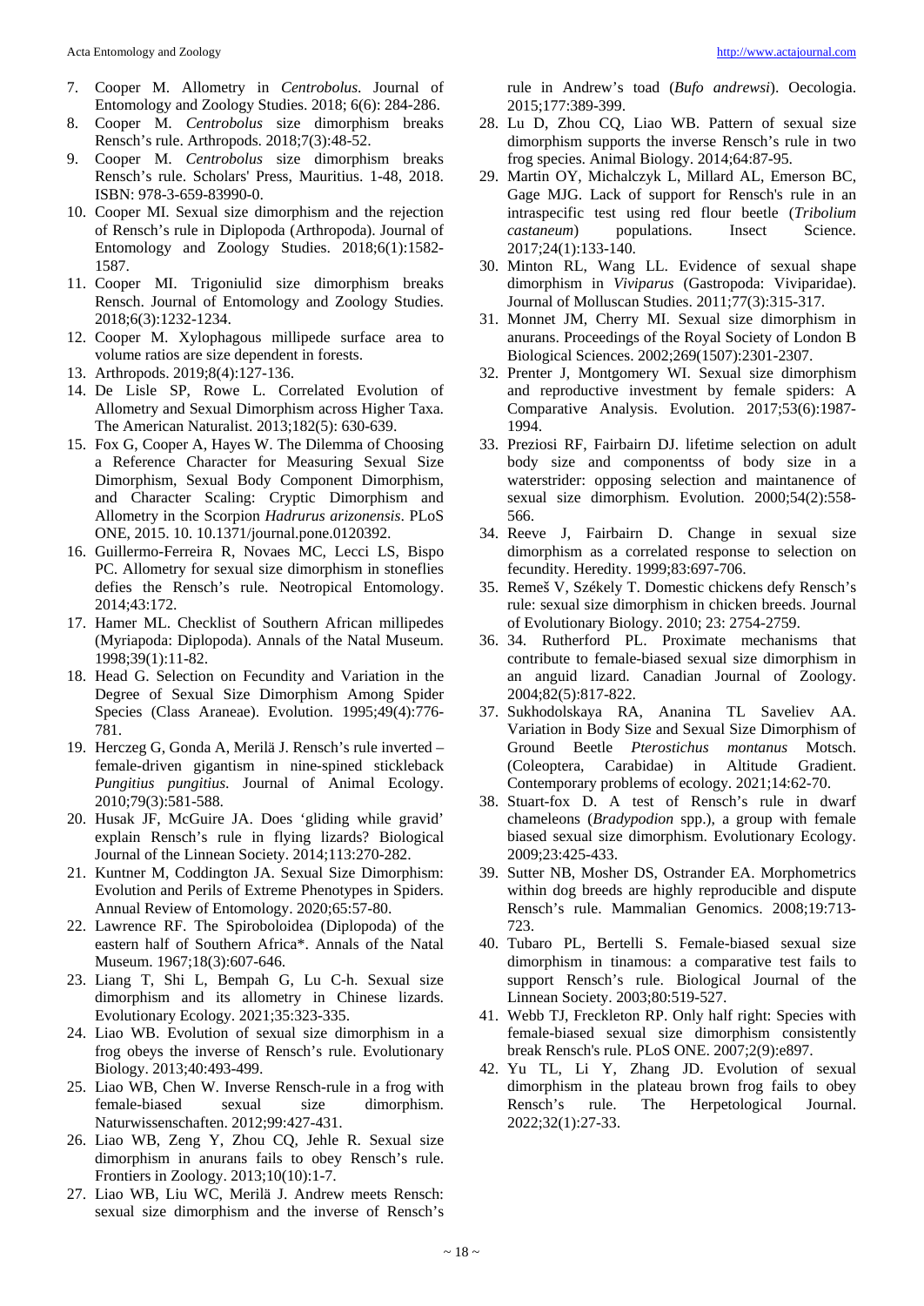7. Cooper M. Allometry in *Centrobolus*. Journal of Entomology and Zoology Studies. 2018; 6(6): 284-286.
8. Cooper M. *Centrobolus* size dimorphism breaks Rensch's rule. Arthropods. 2018;7(3):48-52.
9. Cooper M. *Centrobolus* size dimorphism breaks Rensch's rule. Scholars' Press, Mauritius. 1-48, 2018. ISBN: 978-3-659-83990-0.
10. Cooper MI. Sexual size dimorphism and the rejection of Rensch's rule in Diplopoda (Arthropoda). Journal of Entomology and Zoology Studies. 2018;6(1):1582-1587.
11. Cooper MI. Trigoniulid size dimorphism breaks Rensch. Journal of Entomology and Zoology Studies. 2018;6(3):1232-1234.
12. Cooper M. Xylophagous millipede surface area to volume ratios are size dependent in forests.
13. Arthropods. 2019;8(4):127-136.
14. De Lisle SP, Rowe L. Correlated Evolution of Allometry and Sexual Dimorphism across Higher Taxa. The American Naturalist. 2013;182(5): 630-639.
15. Fox G, Cooper A, Hayes W. The Dilemma of Choosing a Reference Character for Measuring Sexual Size Dimorphism, Sexual Body Component Dimorphism, and Character Scaling: Cryptic Dimorphism and Allometry in the Scorpion *Hadrurus arizonensis*. PLoS ONE, 2015. 10. 10.1371/journal.pone.0120392.
16. Guillermo-Ferreira R, Novaes MC, Lecci LS, Bispo PC. Allometry for sexual size dimorphism in stoneflies defies the Rensch's rule. Neotropical Entomology. 2014;43:172.
17. Hamer ML. Checklist of Southern African millipedes (Myriapoda: Diplopoda). Annals of the Natal Museum. 1998;39(1):11-82.
18. Head G. Selection on Fecundity and Variation in the Degree of Sexual Size Dimorphism Among Spider Species (Class Araneae). Evolution. 1995;49(4):776-781.
19. Herczeg G, Gonda A, Merilä J. Rensch's rule inverted – female-driven gigantism in nine-spined stickleback *Pungitius pungitius*. Journal of Animal Ecology. 2010;79(3):581-588.
20. Husak JF, McGuire JA. Does 'gliding while gravid' explain Rensch's rule in flying lizards? Biological Journal of the Linnean Society. 2014;113:270-282.
21. Kuntner M, Coddington JA. Sexual Size Dimorphism: Evolution and Perils of Extreme Phenotypes in Spiders. Annual Review of Entomology. 2020;65:57-80.
22. Lawrence RF. The Spiroboloidea (Diplopoda) of the eastern half of Southern Africa*. Annals of the Natal Museum. 1967;18(3):607-646.
23. Liang T, Shi L, Bempah G, Lu C-h. Sexual size dimorphism and its allometry in Chinese lizards. Evolutionary Ecology. 2021;35:323-335.
24. Liao WB. Evolution of sexual size dimorphism in a frog obeys the inverse of Rensch's rule. Evolutionary Biology. 2013;40:493-499.
25. Liao WB, Chen W. Inverse Rensch-rule in a frog with female-biased sexual size dimorphism. Naturwissenschaften. 2012;99:427-431.
26. Liao WB, Zeng Y, Zhou CQ, Jehle R. Sexual size dimorphism in anurans fails to obey Rensch's rule. Frontiers in Zoology. 2013;10(10):1-7.
27. Liao WB, Liu WC, Merilä J. Andrew meets Rensch: sexual size dimorphism and the inverse of Rensch's rule in Andrew's toad (*Bufo andrewsi*). Oecologia. 2015;177:389-399.
28. Lu D, Zhou CQ, Liao WB. Pattern of sexual size dimorphism supports the inverse Rensch's rule in two frog species. Animal Biology. 2014;64:87-95.
29. Martin OY, Michalczyk L, Millard AL, Emerson BC, Gage MJG. Lack of support for Rensch's rule in an intraspecific test using red flour beetle (*Tribolium castaneum*) populations. Insect Science. 2017;24(1):133-140.
30. Minton RL, Wang LL. Evidence of sexual shape dimorphism in *Viviparus* (Gastropoda: Viviparidae). Journal of Molluscan Studies. 2011;77(3):315-317.
31. Monnet JM, Cherry MI. Sexual size dimorphism in anurans. Proceedings of the Royal Society of London B Biological Sciences. 2002;269(1507):2301-2307.
32. Prenter J, Montgomery WI. Sexual size dimorphism and reproductive investment by female spiders: A Comparative Analysis. Evolution. 2017;53(6):1987-1994.
33. Preziosi RF, Fairbairn DJ. lifetime selection on adult body size and componentss of body size in a waterstrider: opposing selection and maintanence of sexual size dimorphism. Evolution. 2000;54(2):558-566.
34. Reeve J, Fairbairn D. Change in sexual size dimorphism as a correlated response to selection on fecundity. Heredity. 1999;83:697-706.
35. Remeš V, Székely T. Domestic chickens defy Rensch's rule: sexual size dimorphism in chicken breeds. Journal of Evolutionary Biology. 2010; 23: 2754-2759.
36. 34. Rutherford PL. Proximate mechanisms that contribute to female-biased sexual size dimorphism in an anguid lizard. Canadian Journal of Zoology. 2004;82(5):817-822.
37. Sukhodolskaya RA, Ananina TL Saveliev AA. Variation in Body Size and Sexual Size Dimorphism of Ground Beetle *Pterostichus montanus* Motsch. (Coleoptera, Carabidae) in Altitude Gradient. Contemporary problems of ecology. 2021;14:62-70.
38. Stuart-fox D. A test of Rensch's rule in dwarf chameleons (*Bradypodion* spp.), a group with female biased sexual size dimorphism. Evolutionary Ecology. 2009;23:425-433.
39. Sutter NB, Mosher DS, Ostrander EA. Morphometrics within dog breeds are highly reproducible and dispute Rensch's rule. Mammalian Genomics. 2008;19:713-723.
40. Tubaro PL, Bertelli S. Female-biased sexual size dimorphism in tinamous: a comparative test fails to support Rensch's rule. Biological Journal of the Linnean Society. 2003;80:519-527.
41. Webb TJ, Freckleton RP. Only half right: Species with female-biased sexual size dimorphism consistently break Rensch's rule. PLoS ONE. 2007;2(9):e897.
42. Yu TL, Li Y, Zhang JD. Evolution of sexual dimorphism in the plateau brown frog fails to obey Rensch's rule. The Herpetological Journal. 2022;32(1):27-33.